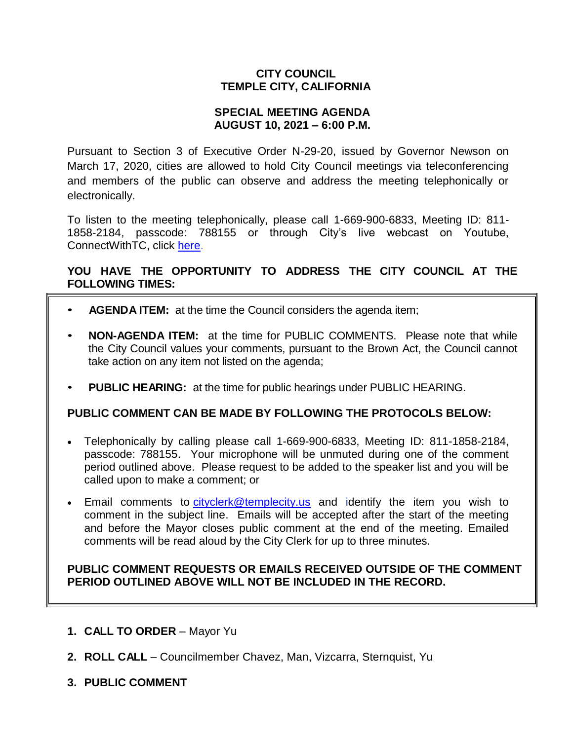# CITY COUNCIL
# TEMPLE CITY, CALIFORNIA

## SPECIAL MEETING AGENDA
## AUGUST 10, 2021 – 6:00 P.M.

Pursuant to Section 3 of Executive Order N-29-20, issued by Governor Newson on March 17, 2020, cities are allowed to hold City Council meetings via teleconferencing and members of the public can observe and address the meeting telephonically or electronically.

To listen to the meeting telephonically, please call 1-669-900-6833, Meeting ID: 811-1858-2184, passcode: 788155 or through City's live webcast on Youtube, ConnectWithTC, click here.

**YOU HAVE THE OPPORTUNITY TO ADDRESS THE CITY COUNCIL AT THE FOLLOWING TIMES:**

- **AGENDA ITEM:** at the time the Council considers the agenda item;
- **NON-AGENDA ITEM:** at the time for PUBLIC COMMENTS. Please note that while the City Council values your comments, pursuant to the Brown Act, the Council cannot take action on any item not listed on the agenda;
- **PUBLIC HEARING:** at the time for public hearings under PUBLIC HEARING.

**PUBLIC COMMENT CAN BE MADE BY FOLLOWING THE PROTOCOLS BELOW:**

- Telephonically by calling please call 1-669-900-6833, Meeting ID: 811-1858-2184, passcode: 788155. Your microphone will be unmuted during one of the comment period outlined above. Please request to be added to the speaker list and you will be called upon to make a comment; or
- Email comments to cityclerk@templecity.us and identify the item you wish to comment in the subject line. Emails will be accepted after the start of the meeting and before the Mayor closes public comment at the end of the meeting. Emailed comments will be read aloud by the City Clerk for up to three minutes.

**PUBLIC COMMENT REQUESTS OR EMAILS RECEIVED OUTSIDE OF THE COMMENT PERIOD OUTLINED ABOVE WILL NOT BE INCLUDED IN THE RECORD.**

1. **CALL TO ORDER** – Mayor Yu
2. **ROLL CALL** – Councilmember Chavez, Man, Vizcarra, Sternquist, Yu
3. **PUBLIC COMMENT**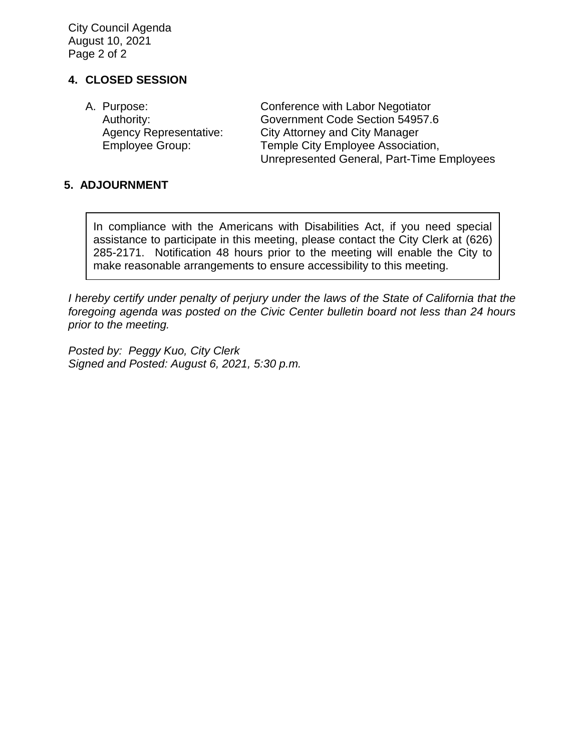## 4. CLOSED SESSION

A. Purpose: Conference with Labor Negotiator
Authority: Government Code Section 54957.6
Agency Representative: City Attorney and City Manager
Employee Group: Temple City Employee Association, Unrepresented General, Part-Time Employees

## 5. ADJOURNMENT

In compliance with the Americans with Disabilities Act, if you need special assistance to participate in this meeting, please contact the City Clerk at (626) 285-2171. Notification 48 hours prior to the meeting will enable the City to make reasonable arrangements to ensure accessibility to this meeting.

*I hereby certify under penalty of perjury under the laws of the State of California that the foregoing agenda was posted on the Civic Center bulletin board not less than 24 hours prior to the meeting.*

*Posted by: Peggy Kuo, City Clerk*
*Signed and Posted: August 6, 2021, 5:30 p.m.*